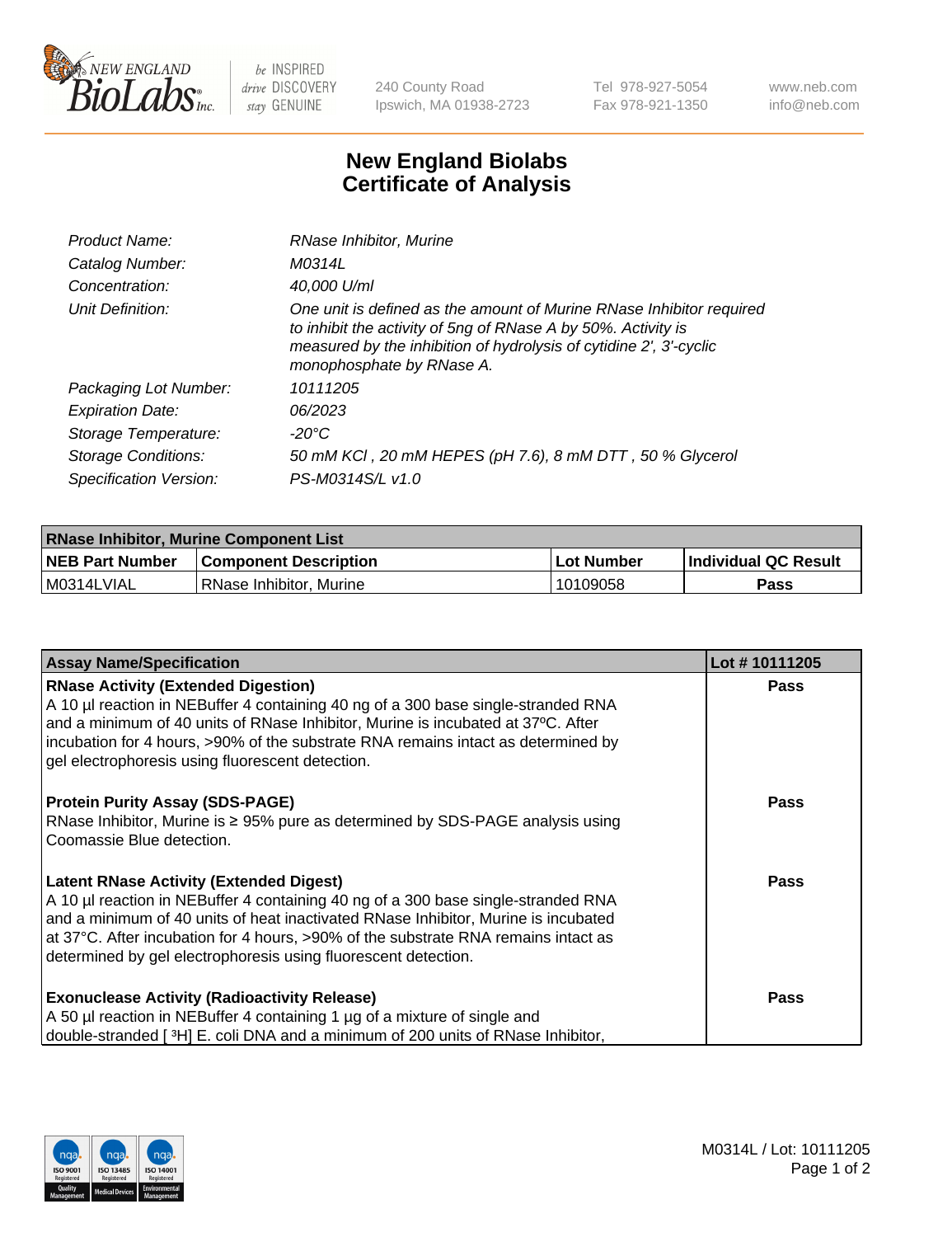New England BioLabs Inc. — be INSPIRED drive DISCOVERY stay GENUINE

240 County Road
Ipswich, MA 01938-2723

Tel 978-927-5054
Fax 978-921-1350

www.neb.com
info@neb.com

# New England Biolabs Certificate of Analysis

| | |
|---|---|
| *Product Name:* | *RNase Inhibitor, Murine* |
| *Catalog Number:* | *M0314L* |
| *Concentration:* | *40,000 U/ml* |
| *Unit Definition:* | *One unit is defined as the amount of Murine RNase Inhibitor required to inhibit the activity of 5ng of RNase A by 50%. Activity is measured by the inhibition of hydrolysis of cytidine 2', 3'-cyclic monophosphate by RNase A.* |
| *Packaging Lot Number:* | *10111205* |
| *Expiration Date:* | *06/2023* |
| *Storage Temperature:* | *-20°C* |
| *Storage Conditions:* | *50 mM KCl , 20 mM HEPES (pH 7.6), 8 mM DTT , 50 % Glycerol* |
| *Specification Version:* | *PS-M0314S/L v1.0* |

| RNase Inhibitor, Murine Component List | | | |
|---|---|---|---|
| **NEB Part Number** | **Component Description** | **Lot Number** | **Individual QC Result** |
| M0314LVIAL | RNase Inhibitor, Murine | 10109058 | **Pass** |

| Assay Name/Specification | Lot # 10111205 |
|---|---|
| **RNase Activity (Extended Digestion)**<br>A 10 µl reaction in NEBuffer 4 containing 40 ng of a 300 base single-stranded RNA and a minimum of 40 units of RNase Inhibitor, Murine is incubated at 37ºC. After incubation for 4 hours, >90% of the substrate RNA remains intact as determined by gel electrophoresis using fluorescent detection. | **Pass** |
| **Protein Purity Assay (SDS-PAGE)**<br>RNase Inhibitor, Murine is ≥ 95% pure as determined by SDS-PAGE analysis using Coomassie Blue detection. | **Pass** |
| **Latent RNase Activity (Extended Digest)**<br>A 10 µl reaction in NEBuffer 4 containing 40 ng of a 300 base single-stranded RNA and a minimum of 40 units of heat inactivated RNase Inhibitor, Murine is incubated at 37°C. After incubation for 4 hours, >90% of the substrate RNA remains intact as determined by gel electrophoresis using fluorescent detection. | **Pass** |
| **Exonuclease Activity (Radioactivity Release)**<br>A 50 µl reaction in NEBuffer 4 containing 1 µg of a mixture of single and double-stranded [ $^3$H] E. coli DNA and a minimum of 200 units of RNase Inhibitor, | **Pass** |

M0314L / Lot: 10111205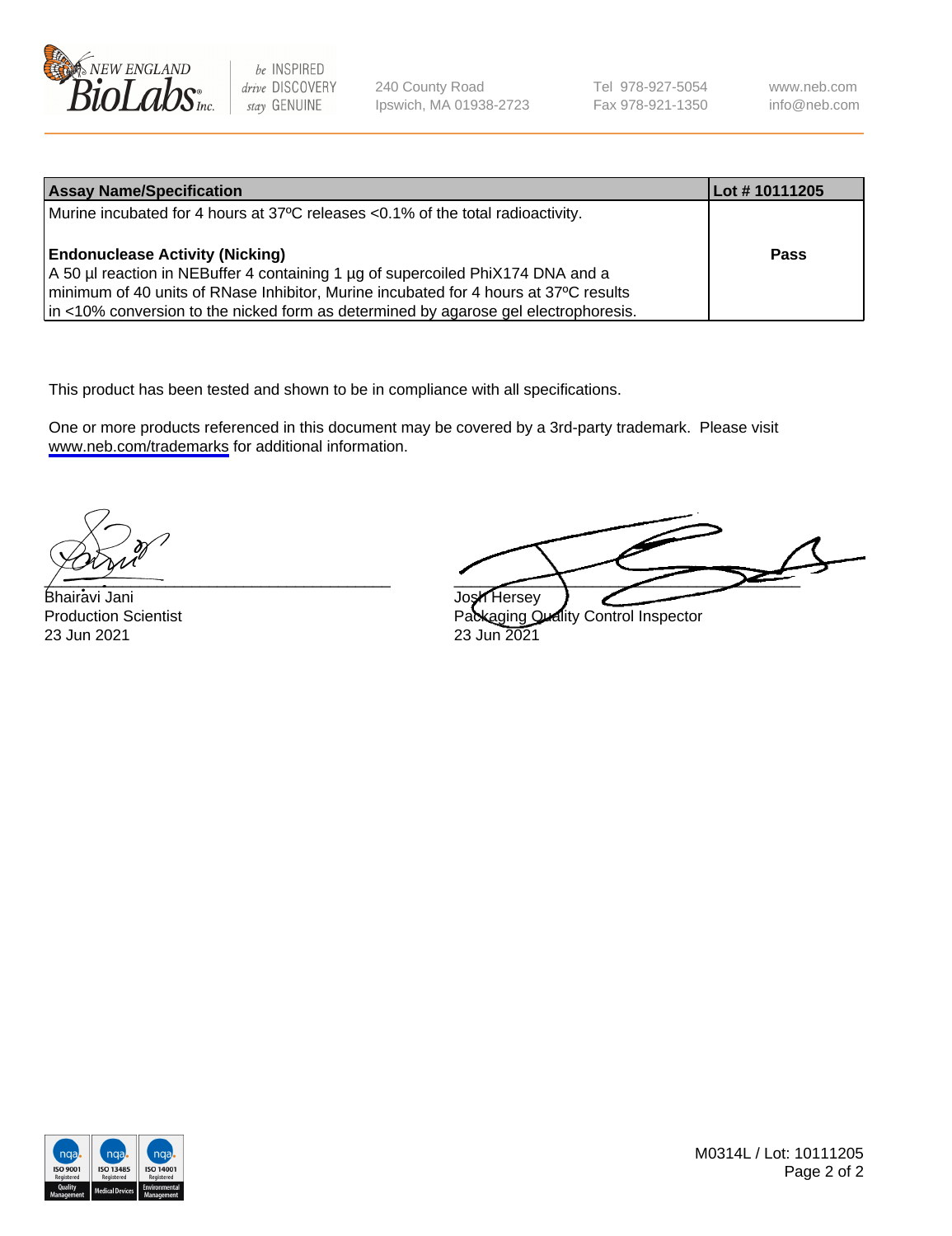| Assay Name/Specification | Lot # 10111205 |
|---|---|
| Murine incubated for 4 hours at 37ºC releases <0.1% of the total radioactivity. | |
| **Endonuclease Activity (Nicking)**<br>A 50 µl reaction in NEBuffer 4 containing 1 µg of supercoiled PhiX174 DNA and a minimum of 40 units of RNase Inhibitor, Murine incubated for 4 hours at 37ºC results in <10% conversion to the nicked form as determined by agarose gel electrophoresis. | Pass |

This product has been tested and shown to be in compliance with all specifications.

One or more products referenced in this document may be covered by a 3rd-party trademark. Please visit www.neb.com/trademarks for additional information.

Bhairavi Jani
Production Scientist
23 Jun 2021

Josh Hersey
Packaging Quality Control Inspector
23 Jun 2021

M0314L / Lot: 10111205